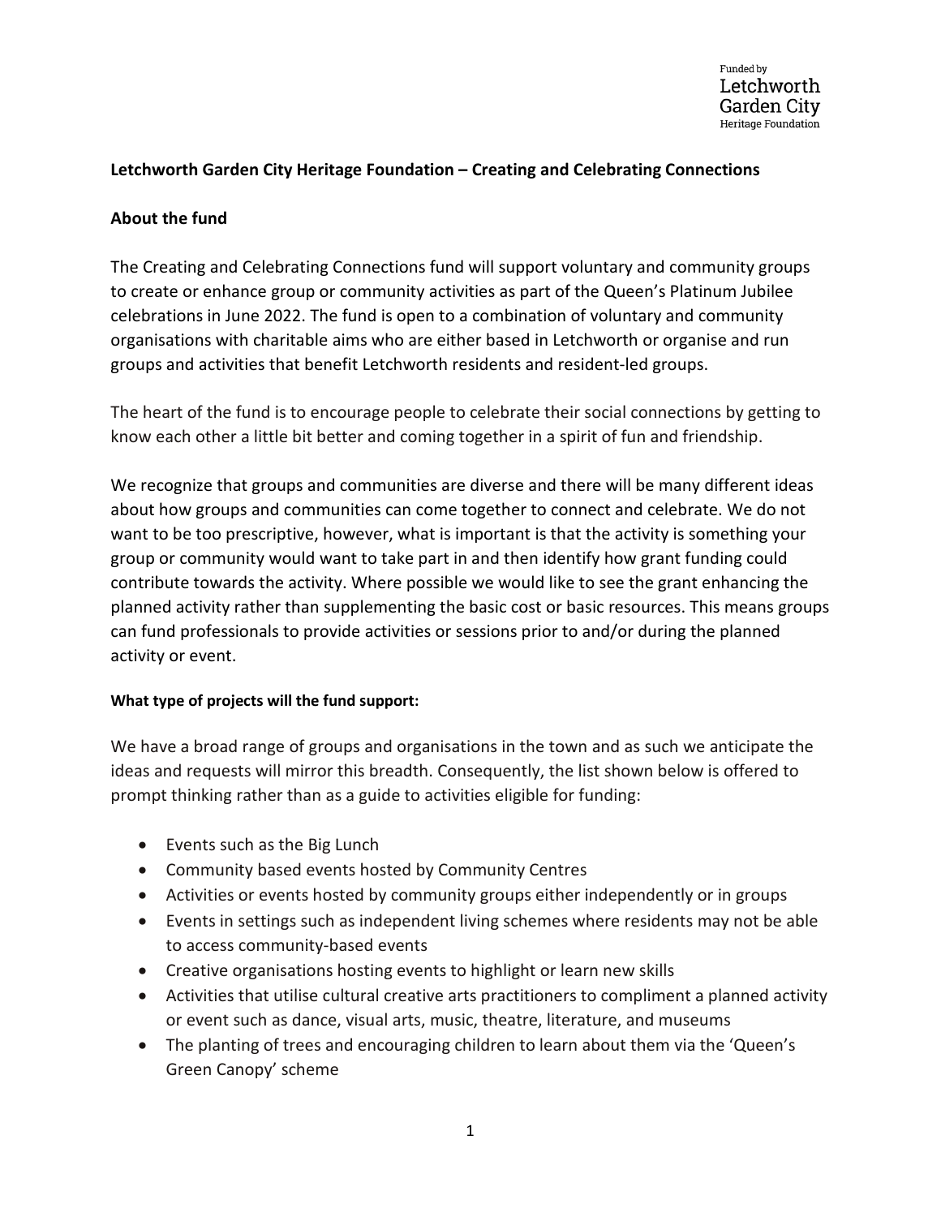Funded by
Letchworth
Garden City
Heritage Foundation

# Letchworth Garden City Heritage Foundation – Creating and Celebrating Connections

## About the fund

The Creating and Celebrating Connections fund will support voluntary and community groups to create or enhance group or community activities as part of the Queen's Platinum Jubilee celebrations in June 2022. The fund is open to a combination of voluntary and community organisations with charitable aims who are either based in Letchworth or organise and run groups and activities that benefit Letchworth residents and resident-led groups.

The heart of the fund is to encourage people to celebrate their social connections by getting to know each other a little bit better and coming together in a spirit of fun and friendship.

We recognize that groups and communities are diverse and there will be many different ideas about how groups and communities can come together to connect and celebrate. We do not want to be too prescriptive, however, what is important is that the activity is something your group or community would want to take part in and then identify how grant funding could contribute towards the activity. Where possible we would like to see the grant enhancing the planned activity rather than supplementing the basic cost or basic resources. This means groups can fund professionals to provide activities or sessions prior to and/or during the planned activity or event.

### What type of projects will the fund support:

We have a broad range of groups and organisations in the town and as such we anticipate the ideas and requests will mirror this breadth. Consequently, the list shown below is offered to prompt thinking rather than as a guide to activities eligible for funding:

- Events such as the Big Lunch
- Community based events hosted by Community Centres
- Activities or events hosted by community groups either independently or in groups
- Events in settings such as independent living schemes where residents may not be able to access community-based events
- Creative organisations hosting events to highlight or learn new skills
- Activities that utilise cultural creative arts practitioners to compliment a planned activity or event such as dance, visual arts, music, theatre, literature, and museums
- The planting of trees and encouraging children to learn about them via the 'Queen's Green Canopy' scheme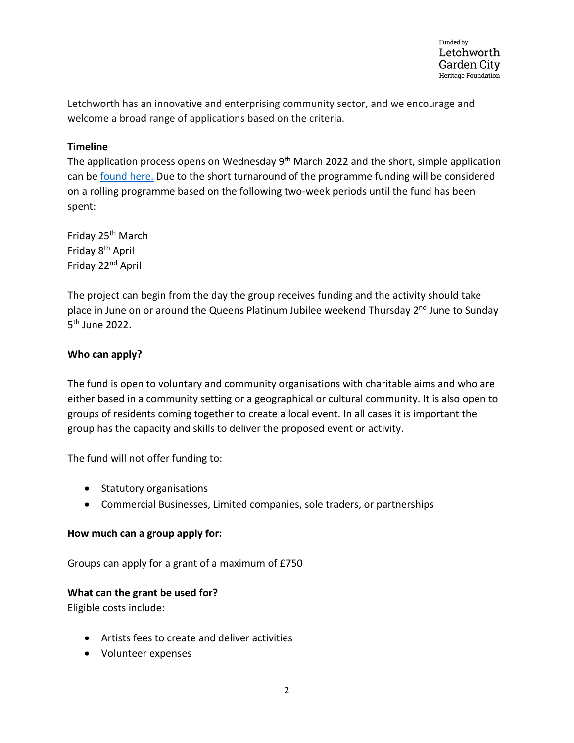Letchworth has an innovative and enterprising community sector, and we encourage and welcome a broad range of applications based on the criteria.

**Timeline**

The application process opens on Wednesday 9th March 2022 and the short, simple application can be found here. Due to the short turnaround of the programme funding will be considered on a rolling programme based on the following two-week periods until the fund has been spent:

Friday 25th March
Friday 8th April
Friday 22nd April

The project can begin from the day the group receives funding and the activity should take place in June on or around the Queens Platinum Jubilee weekend Thursday 2nd June to Sunday 5th June 2022.

**Who can apply?**

The fund is open to voluntary and community organisations with charitable aims and who are either based in a community setting or a geographical or cultural community. It is also open to groups of residents coming together to create a local event. In all cases it is important the group has the capacity and skills to deliver the proposed event or activity.

The fund will not offer funding to:

- Statutory organisations
- Commercial Businesses, Limited companies, sole traders, or partnerships

**How much can a group apply for:**

Groups can apply for a grant of a maximum of £750

**What can the grant be used for?**

Eligible costs include:

- Artists fees to create and deliver activities
- Volunteer expenses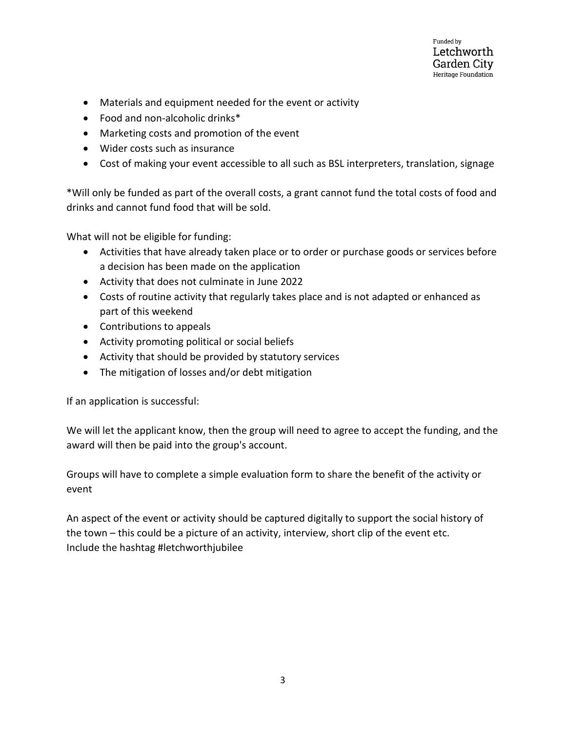- Materials and equipment needed for the event or activity
- Food and non-alcoholic drinks*
- Marketing costs and promotion of the event
- Wider costs such as insurance
- Cost of making your event accessible to all such as BSL interpreters, translation, signage

*Will only be funded as part of the overall costs, a grant cannot fund the total costs of food and drinks and cannot fund food that will be sold.

What will not be eligible for funding:

- Activities that have already taken place or to order or purchase goods or services before a decision has been made on the application
- Activity that does not culminate in June 2022
- Costs of routine activity that regularly takes place and is not adapted or enhanced as part of this weekend
- Contributions to appeals
- Activity promoting political or social beliefs
- Activity that should be provided by statutory services
- The mitigation of losses and/or debt mitigation

If an application is successful:

We will let the applicant know, then the group will need to agree to accept the funding, and the award will then be paid into the group's account.

Groups will have to complete a simple evaluation form to share the benefit of the activity or event

An aspect of the event or activity should be captured digitally to support the social history of the town – this could be a picture of an activity, interview, short clip of the event etc.
Include the hashtag #letchworthjubilee